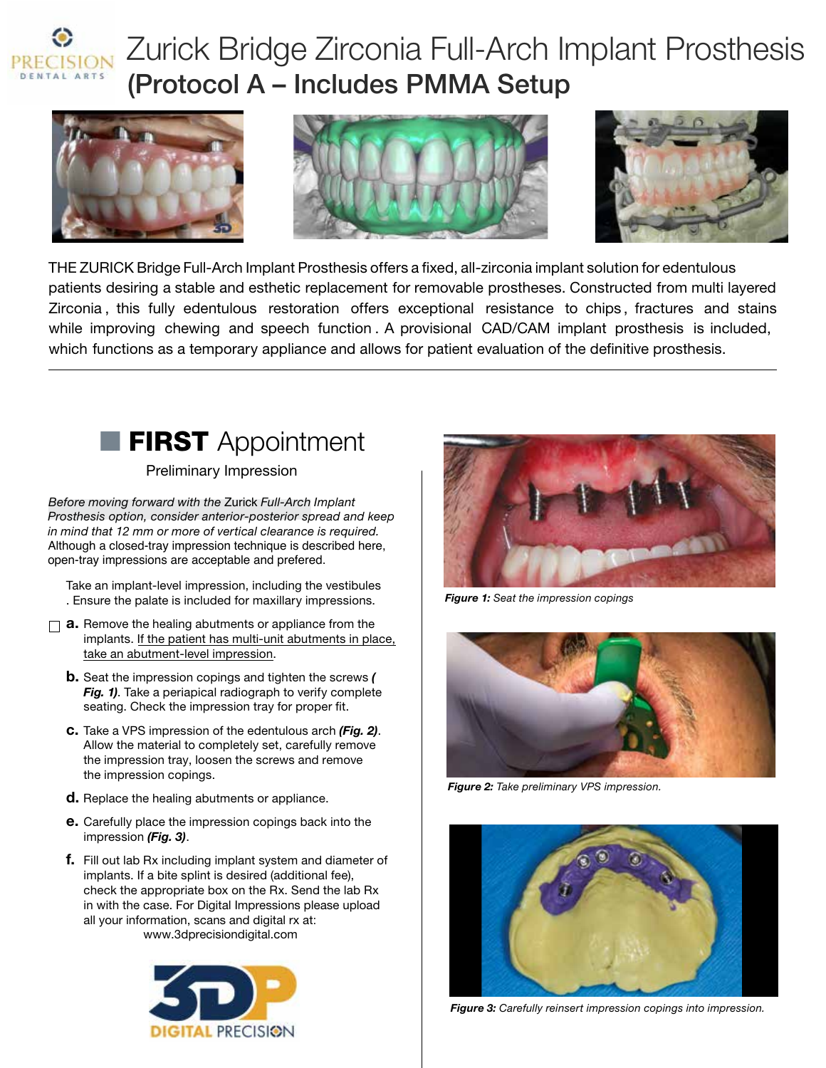# Zurick Bridge Zirconia Full-Arch Implant Prosthesis

## (Protocol A – Includes PMMA Setup)

THE ZURICK Bridge Full-Arch Implant Prosthesis offers a fixed, all-zirconia implant solution for edentulous patients desiring a stable and esthetic replacement for removable prostheses. Constructed from multi layered Zirconia , this fully edentulous restoration offers exceptional resistance to chips , fractures and stains while improving chewing and speech function . A provisional CAD/CAM implant prosthesis is included, which functions as a temporary appliance and allows for patient evaluation of the definitive prosthesis.

---

## **FIRST** Appointment

Preliminary Impression

*Before moving forward with the* Zurick *Full-Arch Implant Prosthesis option, consider anterior-posterior spread and keep in mind that 12 mm or more of vertical clearance is required.* Although a closed-tray impression technique is described here, open-tray impressions are acceptable and prefered.

Take an implant-level impression, including the vestibules . Ensure the palate is included for maxillary impressions.

- [ ] **a.** Remove the healing abutments or appliance from the implants. If the patient has multi-unit abutments in place, take an abutment-level impression.

**b.** Seat the impression copings and tighten the screws ***( Fig. 1)***. Take a periapical radiograph to verify complete seating. Check the impression tray for proper fit.

**c.** Take a VPS impression of the edentulous arch ***(Fig. 2)***. Allow the material to completely set, carefully remove the impression tray, loosen the screws and remove the impression copings.

**d.** Replace the healing abutments or appliance.

**e.** Carefully place the impression copings back into the impression ***(Fig. 3)***.

**f.** Fill out lab Rx including implant system and diameter of implants. If a bite splint is desired (additional fee), check the appropriate box on the Rx. Send the lab Rx in with the case. For Digital Impressions please upload all your information, scans and digital rx at: www.3dprecisiondigital.com

***Figure 1:*** *Seat the impression copings*

***Figure 2:*** *Take preliminary VPS impression.*

***Figure 3:*** *Carefully reinsert impression copings into impression.*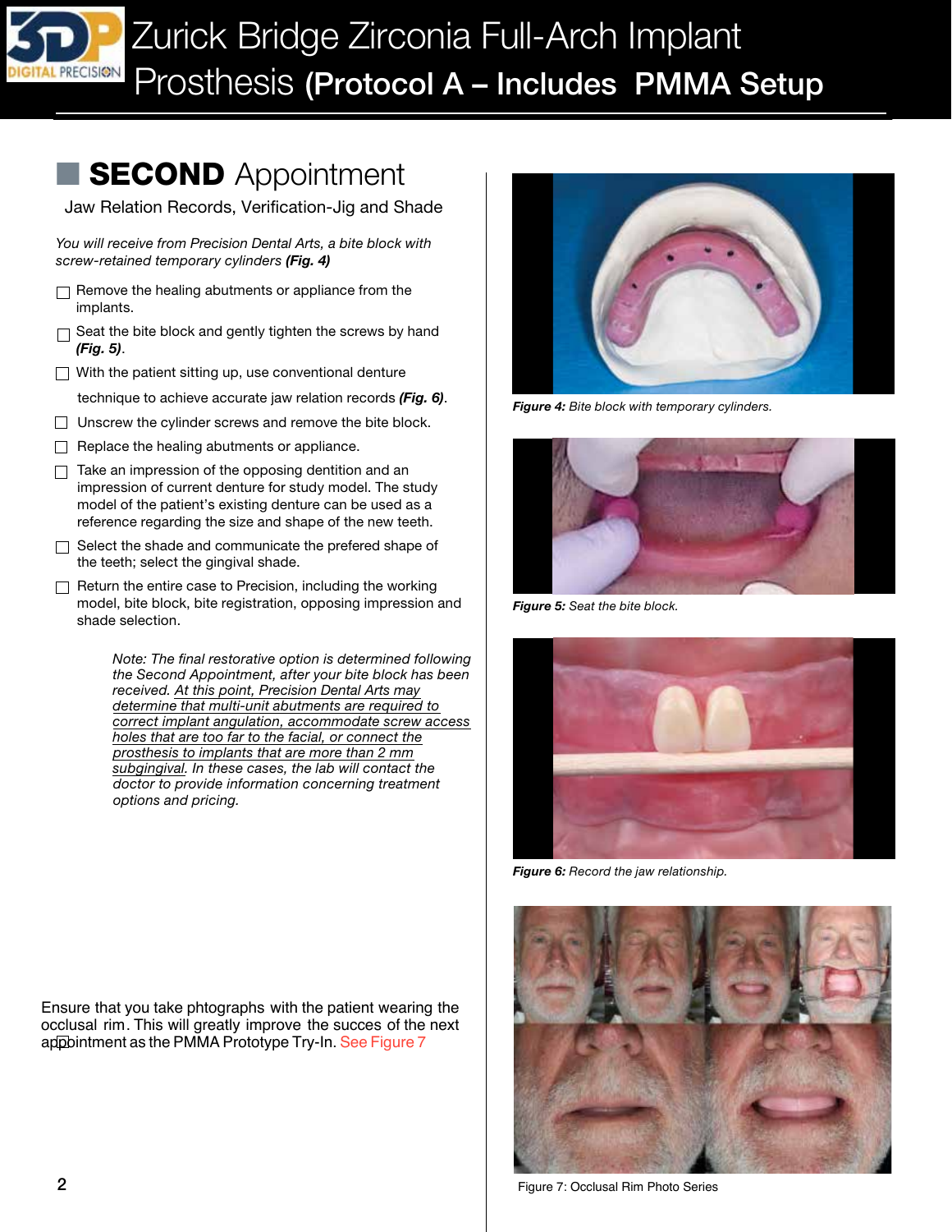# Zurick Bridge Zirconia Full-Arch Implant Prosthesis **(Protocol A – Includes PMMA Setup**

## **SECOND** Appointment

Jaw Relation Records, Verification-Jig and Shade

*You will receive from Precision Dental Arts, a bite block with screw-retained temporary cylinders **(Fig. 4)***

- ☐ Remove the healing abutments or appliance from the implants.
- ☐ Seat the bite block and gently tighten the screws by hand ***(Fig. 5)***.
- ☐ With the patient sitting up, use conventional denture technique to achieve accurate jaw relation records ***(Fig. 6)***.
- ☐ Unscrew the cylinder screws and remove the bite block.
- ☐ Replace the healing abutments or appliance.
- ☐ Take an impression of the opposing dentition and an impression of current denture for study model. The study model of the patient's existing denture can be used as a reference regarding the size and shape of the new teeth.
- ☐ Select the shade and communicate the prefered shape of the teeth; select the gingival shade.
- ☐ Return the entire case to Precision, including the working model, bite block, bite registration, opposing impression and shade selection.

*Note: The final restorative option is determined following the Second Appointment, after your bite block has been received. <u>At this point, Precision Dental Arts may determine that multi-unit abutments are required to correct implant angulation, accommodate screw access holes that are too far to the facial, or connect the prosthesis to implants that are more than 2 mm subgingival</u>. In these cases, the lab will contact the doctor to provide information concerning treatment options and pricing.*

Ensure that you take phtographs with the patient wearing the occlusal rim. This will greatly improve the succes of the next appointment as the PMMA Prototype Try-In. See Figure 7

***Figure 4:*** *Bite block with temporary cylinders.*

***Figure 5:*** *Seat the bite block.*

***Figure 6:*** *Record the jaw relationship.*

Figure 7: Occlusal Rim Photo Series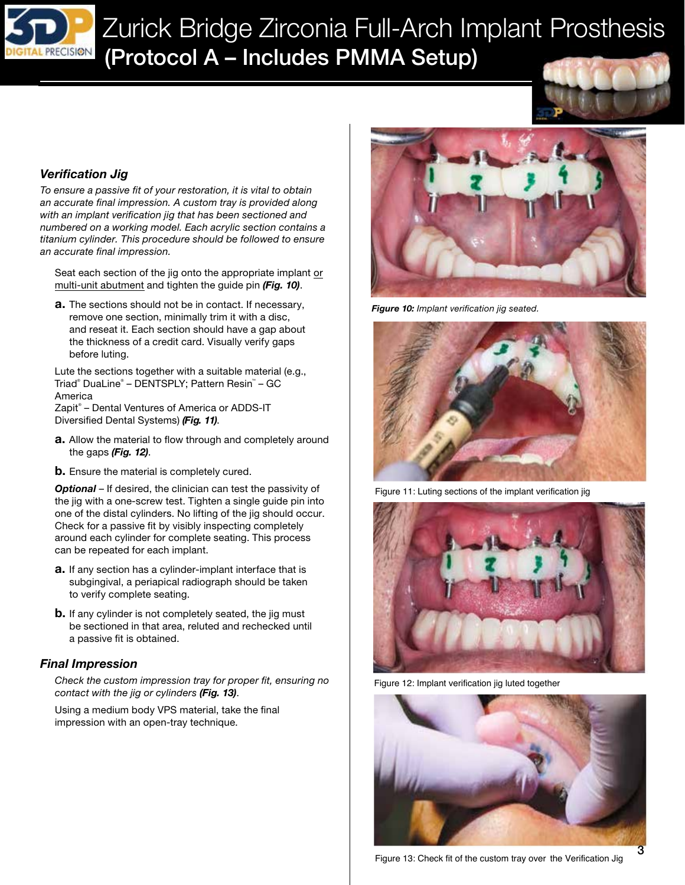# Zurick Bridge Zirconia Full-Arch Implant Prosthesis
## (Protocol A – Includes PMMA Setup)

### Verification Jig

*To ensure a passive fit of your restoration, it is vital to obtain an accurate final impression. A custom tray is provided along with an implant verification jig that has been sectioned and numbered on a working model. Each acrylic section contains a titanium cylinder. This procedure should be followed to ensure an accurate final impression.*

Seat each section of the jig onto the appropriate implant or multi-unit abutment and tighten the guide pin ***(Fig. 10)***.

**a.** The sections should not be in contact. If necessary, remove one section, minimally trim it with a disc, and reseat it. Each section should have a gap about the thickness of a credit card. Visually verify gaps before luting.

Lute the sections together with a suitable material (e.g., Triad® DuaLine® – DENTSPLY; Pattern Resin™ – GC America
Zapit® – Dental Ventures of America or ADDS-IT Diversified Dental Systems) ***(Fig. 11)***.

**a.** Allow the material to flow through and completely around the gaps ***(Fig. 12)***.

**b.** Ensure the material is completely cured.

***Optional*** – If desired, the clinician can test the passivity of the jig with a one-screw test. Tighten a single guide pin into one of the distal cylinders. No lifting of the jig should occur. Check for a passive fit by visibly inspecting completely around each cylinder for complete seating. This process can be repeated for each implant.

**a.** If any section has a cylinder-implant interface that is subgingival, a periapical radiograph should be taken to verify complete seating.

**b.** If any cylinder is not completely seated, the jig must be sectioned in that area, reluted and rechecked until a passive fit is obtained.

### Final Impression

*Check the custom impression tray for proper fit, ensuring no contact with the jig or cylinders **(Fig. 13)**.*

Using a medium body VPS material, take the final impression with an open-tray technique.

***Figure 10:*** *Implant verification jig seated.*

Figure 11: Luting sections of the implant verification jig

Figure 12: Implant verification jig luted together

Figure 13: Check fit of the custom tray over the Verification Jig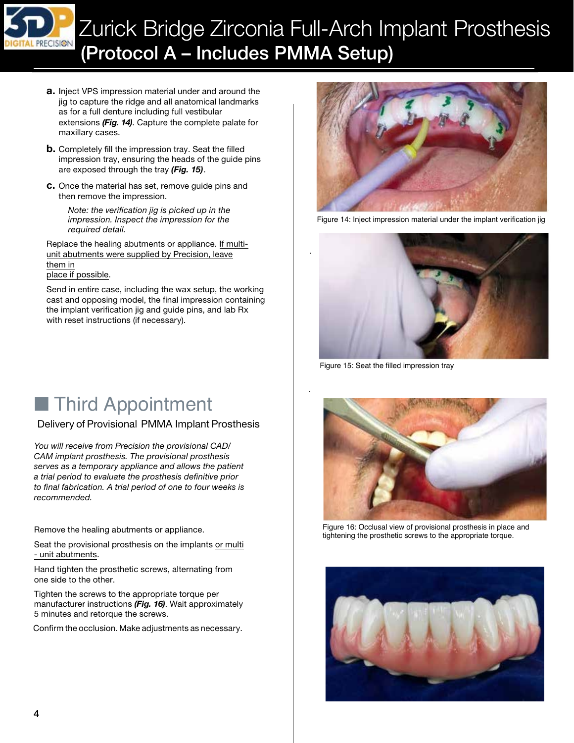# Zurick Bridge Zirconia Full-Arch Implant Prosthesis
## (Protocol A – Includes PMMA Setup)

**a.** Inject VPS impression material under and around the jig to capture the ridge and all anatomical landmarks as for a full denture including full vestibular extensions ***(Fig. 14)***. Capture the complete palate for maxillary cases.

**b.** Completely fill the impression tray. Seat the filled impression tray, ensuring the heads of the guide pins are exposed through the tray ***(Fig. 15)***.

**c.** Once the material has set, remove guide pins and then remove the impression.

*Note: the verification jig is picked up in the impression. Inspect the impression for the required detail.*

Replace the healing abutments or appliance. If multi-unit abutments were supplied by Precision, leave them in place if possible.

Send in entire case, including the wax setup, the working cast and opposing model, the final impression containing the implant verification jig and guide pins, and lab Rx with reset instructions (if necessary).

Figure 14: Inject impression material under the implant verification jig

Figure 15: Seat the filled impression tray

## Third Appointment

### Delivery of Provisional PMMA Implant Prosthesis

*You will receive from Precision the provisional CAD/CAM implant prosthesis. The provisional prosthesis serves as a temporary appliance and allows the patient a trial period to evaluate the prosthesis definitive prior to final fabrication. A trial period of one to four weeks is recommended.*

Remove the healing abutments or appliance.

Seat the provisional prosthesis on the implants or multi - unit abutments.

Hand tighten the prosthetic screws, alternating from one side to the other.

Tighten the screws to the appropriate torque per manufacturer instructions ***(Fig. 16)***. Wait approximately 5 minutes and retorque the screws.

Confirm the occlusion. Make adjustments as necessary.

Figure 16: Occlusal view of provisional prosthesis in place and tightening the prosthetic screws to the appropriate torque.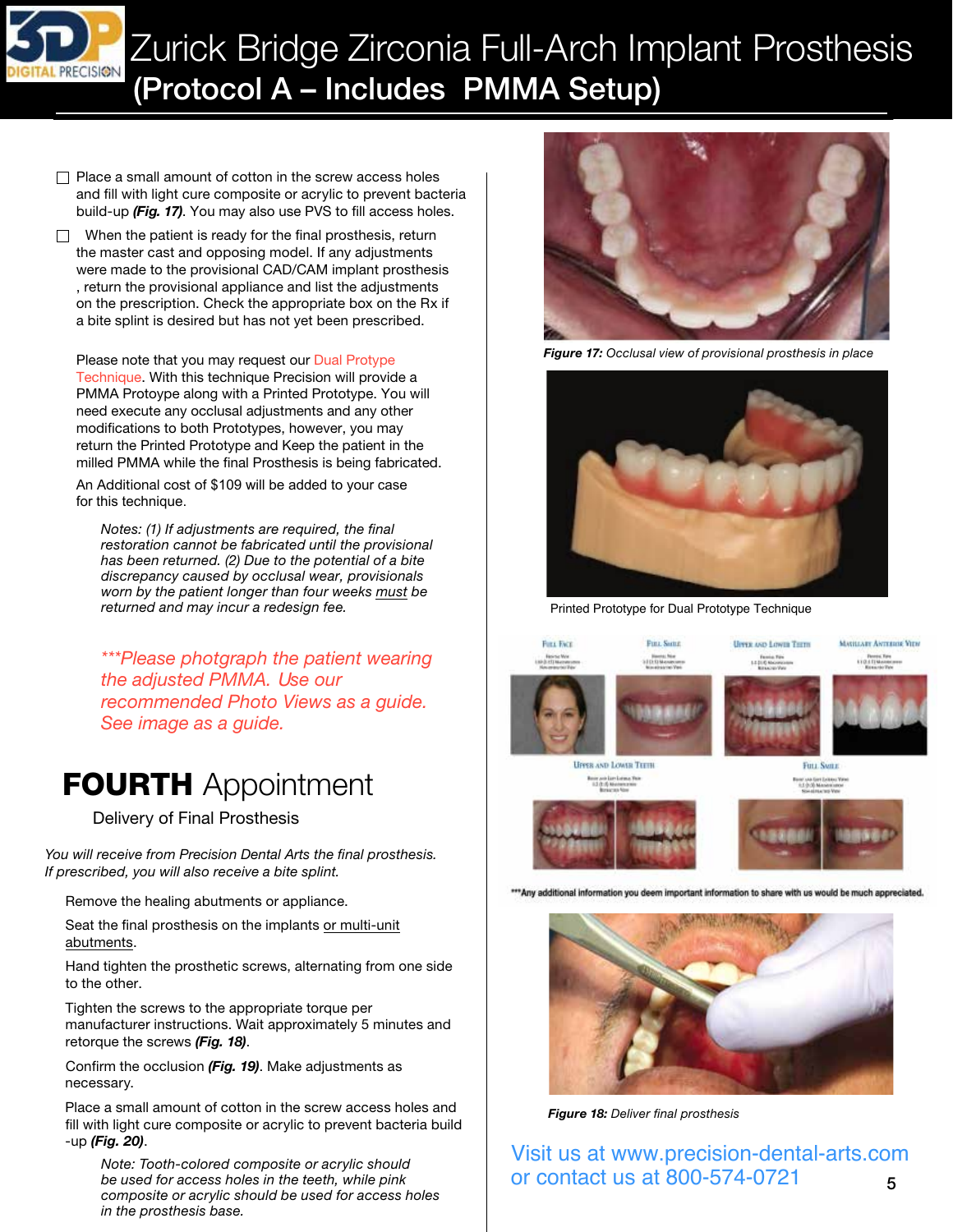# Zurick Bridge Zirconia Full-Arch Implant Prosthesis
## (Protocol A – Includes PMMA Setup)

- ☐ Place a small amount of cotton in the screw access holes and fill with light cure composite or acrylic to prevent bacteria build-up ***(Fig. 17)***. You may also use PVS to fill access holes.
- ☐ When the patient is ready for the final prosthesis, return the master cast and opposing model. If any adjustments were made to the provisional CAD/CAM implant prosthesis , return the provisional appliance and list the adjustments on the prescription. Check the appropriate box on the Rx if a bite splint is desired but has not yet been prescribed.

Please note that you may request our Dual Protype Technique. With this technique Precision will provide a PMMA Protoype along with a Printed Prototype. You will need execute any occlusal adjustments and any other modifications to both Prototypes, however, you may return the Printed Prototype and Keep the patient in the milled PMMA while the final Prosthesis is being fabricated.

An Additional cost of $109 will be added to your case for this technique.

*Notes: (1) If adjustments are required, the final restoration cannot be fabricated until the provisional has been returned. (2) Due to the potential of a bite discrepancy caused by occlusal wear, provisionals worn by the patient longer than four weeks must be returned and may incur a redesign fee.*

****Please photgraph the patient wearing the adjusted PMMA. Use our recommended Photo Views as a guide. See image as a guide.*

***Figure 17:*** *Occlusal view of provisional prosthesis in place*

Printed Prototype for Dual Prototype Technique

***Any additional information you deem important information to share with us would be much appreciated.

## **FOURTH** Appointment

Delivery of Final Prosthesis

*You will receive from Precision Dental Arts the final prosthesis. If prescribed, you will also receive a bite splint.*

Remove the healing abutments or appliance.

Seat the final prosthesis on the implants or multi-unit abutments.

Hand tighten the prosthetic screws, alternating from one side to the other.

Tighten the screws to the appropriate torque per manufacturer instructions. Wait approximately 5 minutes and retorque the screws ***(Fig. 18)***.

Confirm the occlusion ***(Fig. 19)***. Make adjustments as necessary.

Place a small amount of cotton in the screw access holes and fill with light cure composite or acrylic to prevent bacteria build -up ***(Fig. 20)***.

*Note: Tooth-colored composite or acrylic should be used for access holes in the teeth, while pink composite or acrylic should be used for access holes in the prosthesis base.*

***Figure 18:*** *Deliver final prosthesis*

Visit us at www.precision-dental-arts.com or contact us at 800-574-0721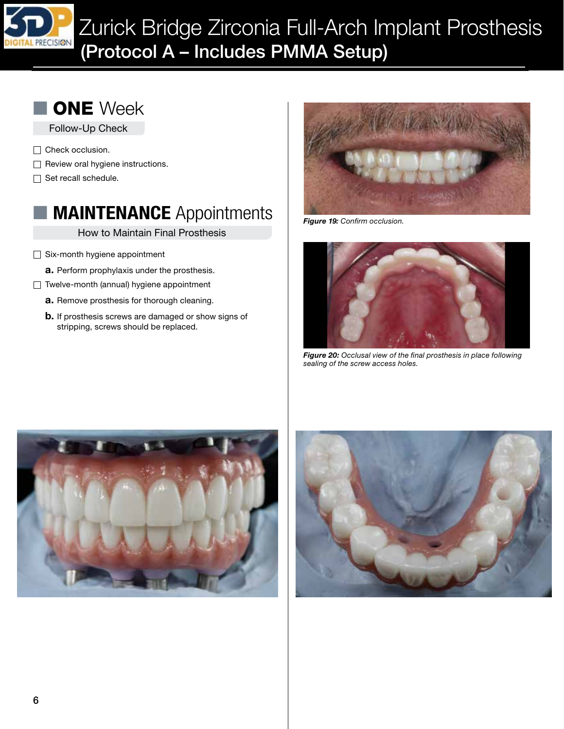## ONE Week

Follow-Up Check

- ☐ Check occlusion.
- ☐ Review oral hygiene instructions.
- ☐ Set recall schedule.

## MAINTENANCE Appointments

How to Maintain Final Prosthesis

- ☐ Six-month hygiene appointment
  - **a.** Perform prophylaxis under the prosthesis.
- ☐ Twelve-month (annual) hygiene appointment
  - **a.** Remove prosthesis for thorough cleaning.
  - **b.** If prosthesis screws are damaged or show signs of stripping, screws should be replaced.

***Figure 19:*** *Confirm occlusion.*

***Figure 20:*** *Occlusal view of the final prosthesis in place following sealing of the screw access holes.*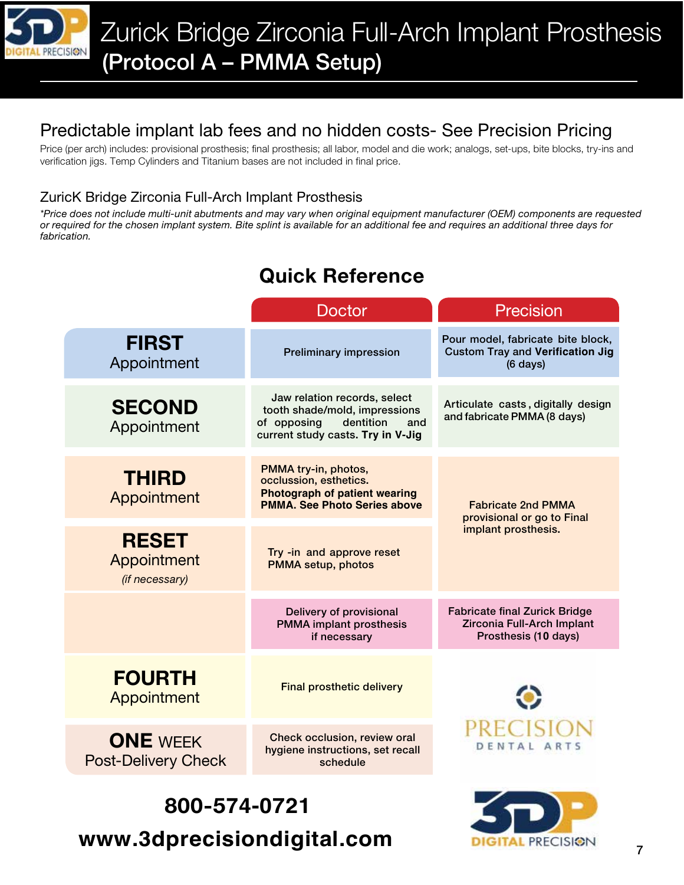# Zurick Bridge Zirconia Full-Arch Implant Prosthesis

## (Protocol A – PMMA Setup)

## Predictable implant lab fees and no hidden costs- See Precision Pricing

Price (per arch) includes: provisional prosthesis; final prosthesis; all labor, model and die work; analogs, set-ups, bite blocks, try-ins and verification jigs. Temp Cylinders and Titanium bases are not included in final price.

### ZuricK Bridge Zirconia Full-Arch Implant Prosthesis

*\*Price does not include multi-unit abutments and may vary when original equipment manufacturer (OEM) components are requested or required for the chosen implant system. Bite splint is available for an additional fee and requires an additional three days for fabrication.*

## Quick Reference

| | Doctor | Precision |
|---|---|---|
| **FIRST** Appointment | Preliminary impression | Pour model, fabricate bite block, Custom Tray and **Verification Jig** (6 days) |
| **SECOND** Appointment | Jaw relation records, select tooth shade/mold, impressions of opposing dentition and current study casts. **Try in V-Jig** | Articulate casts, digitally design and fabricate PMMA (8 days) |
| **THIRD** Appointment | PMMA try-in, photos, occlusion, esthetics. **Photograph of patient wearing PMMA. See Photo Series above** | Fabricate 2nd PMMA provisional or go to Final implant prosthesis. |
| **RESET** Appointment *(if necessary)* | Try -in and approve reset PMMA setup, photos | |
| | Delivery of provisional PMMA implant prosthesis if necessary | Fabricate final Zurick Bridge Zirconia Full-Arch Implant Prosthesis (10 days) |
| **FOURTH** Appointment | Final prosthetic delivery | |
| **ONE** WEEK Post-Delivery Check | Check occlusion, review oral hygiene instructions, set recall schedule | |

PRECISION DENTAL ARTS

**800-574-0721**

**www.3dprecisiondigital.com**